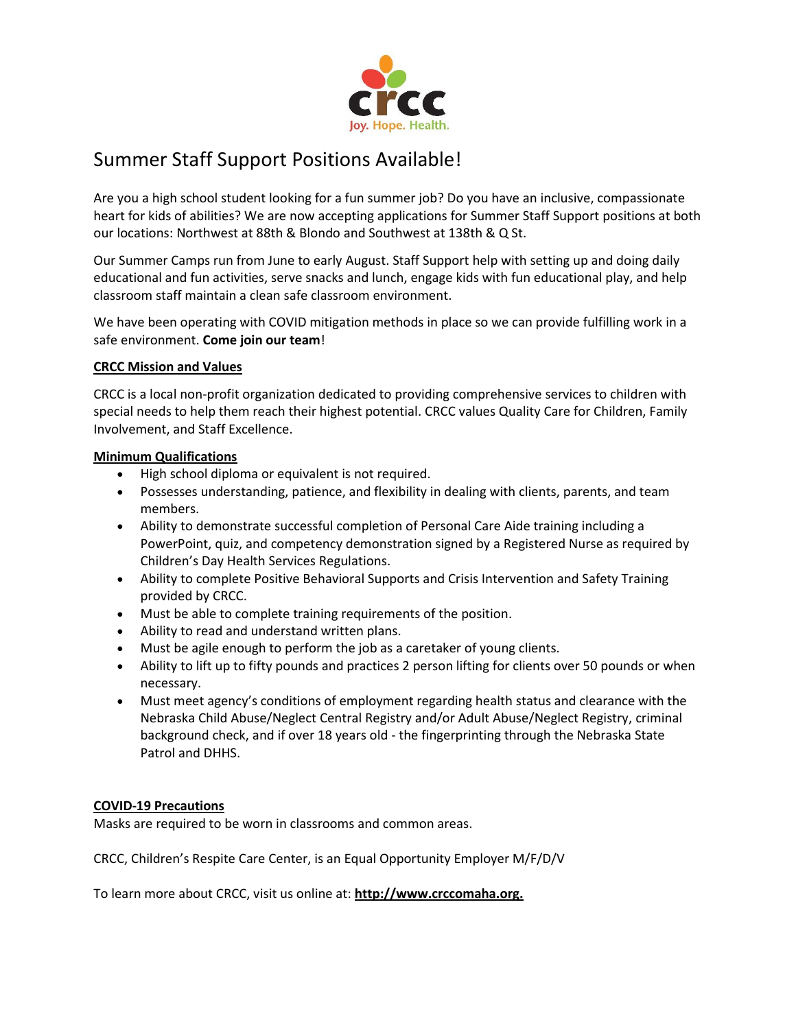crcc

Joy. Hope. Health.

# Summer Staff Support Positions Available!

Are you a high school student looking for a fun summer job? Do you have an inclusive, compassionate heart for kids of abilities? We are now accepting applications for Summer Staff Support positions at both our locations: Northwest at 88th & Blondo and Southwest at 138th & Q St.

Our Summer Camps run from June to early August. Staff Support help with setting up and doing daily educational and fun activities, serve snacks and lunch, engage kids with fun educational play, and help classroom staff maintain a clean safe classroom environment.

We have been operating with COVID mitigation methods in place so we can provide fulfilling work in a safe environment. **Come join our team**!

## CRCC Mission and Values

CRCC is a local non-profit organization dedicated to providing comprehensive services to children with special needs to help them reach their highest potential. CRCC values Quality Care for Children, Family Involvement, and Staff Excellence.

## Minimum Qualifications

- High school diploma or equivalent is not required.
- Possesses understanding, patience, and flexibility in dealing with clients, parents, and team members.
- Ability to demonstrate successful completion of Personal Care Aide training including a PowerPoint, quiz, and competency demonstration signed by a Registered Nurse as required by Children's Day Health Services Regulations.
- Ability to complete Positive Behavioral Supports and Crisis Intervention and Safety Training provided by CRCC.
- Must be able to complete training requirements of the position.
- Ability to read and understand written plans.
- Must be agile enough to perform the job as a caretaker of young clients.
- Ability to lift up to fifty pounds and practices 2 person lifting for clients over 50 pounds or when necessary.
- Must meet agency's conditions of employment regarding health status and clearance with the Nebraska Child Abuse/Neglect Central Registry and/or Adult Abuse/Neglect Registry, criminal background check, and if over 18 years old - the fingerprinting through the Nebraska State Patrol and DHHS.

## COVID-19 Precautions

Masks are required to be worn in classrooms and common areas.

CRCC, Children's Respite Care Center, is an Equal Opportunity Employer M/F/D/V

To learn more about CRCC, visit us online at: **http://www.crccomaha.org.**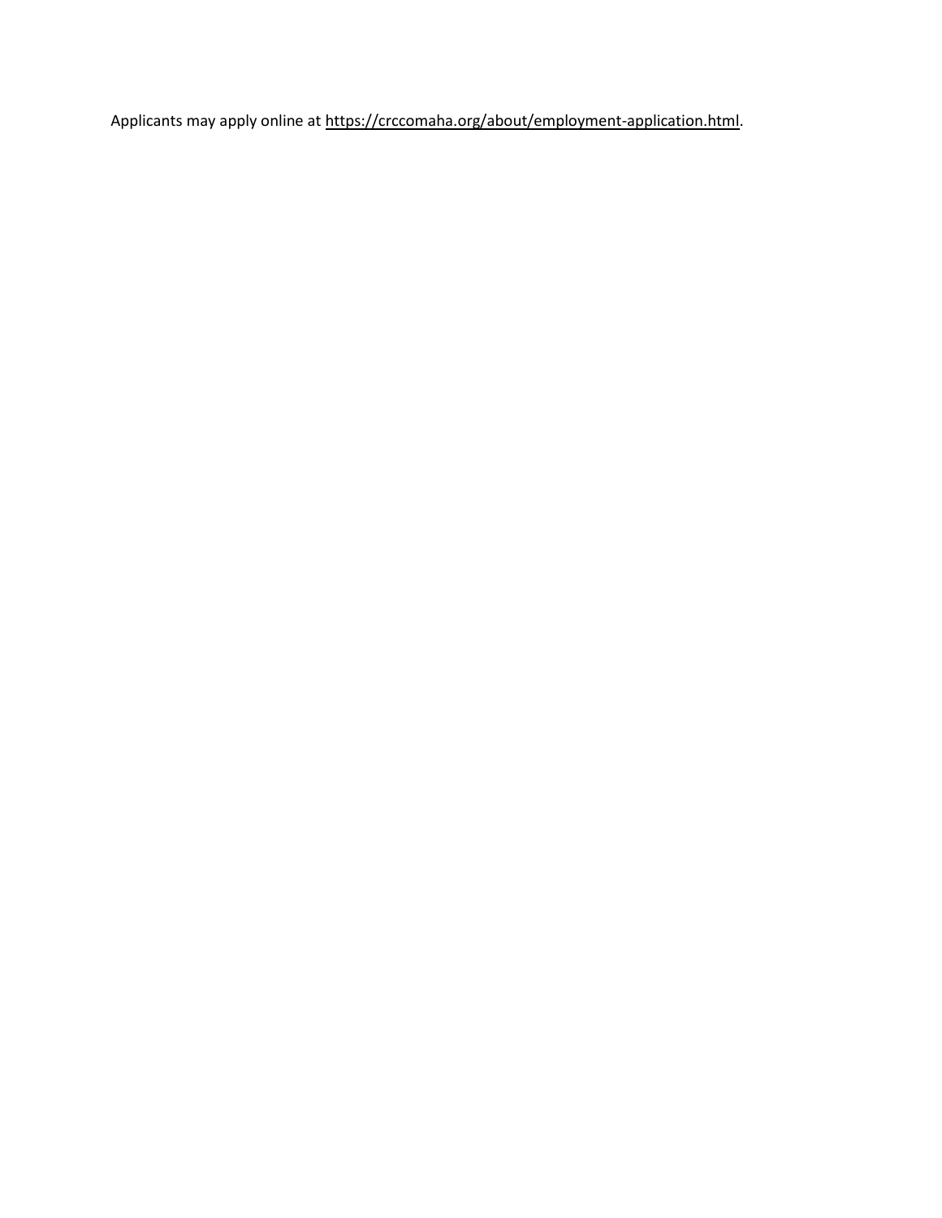Applicants may apply online at https://crccomaha.org/about/employment-application.html.